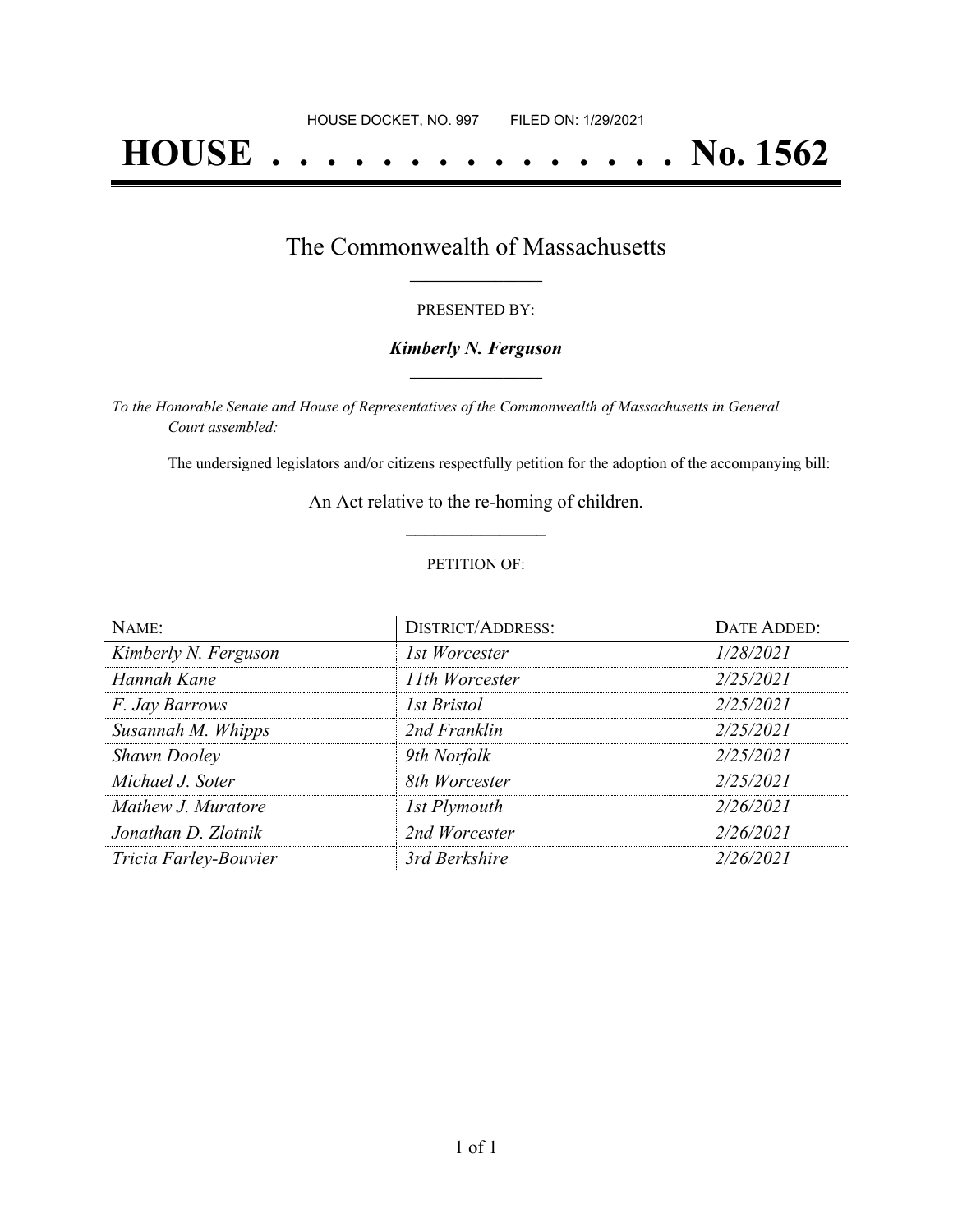HOUSE DOCKET, NO. 997 FILED ON: 1/29/2021

# HOUSE . . . . . . . . . . . . . . . No. 1562

## The Commonwealth of Massachusetts

PRESENTED BY:

***Kimberly N. Ferguson***

*To the Honorable Senate and House of Representatives of the Commonwealth of Massachusetts in General Court assembled:*

The undersigned legislators and/or citizens respectfully petition for the adoption of the accompanying bill:

An Act relative to the re-homing of children.

PETITION OF:

| NAME: | DISTRICT/ADDRESS: | DATE ADDED: |
|---|---|---|
| *Kimberly N. Ferguson* | *1st Worcester* | *1/28/2021* |
| *Hannah Kane* | *11th Worcester* | *2/25/2021* |
| *F. Jay Barrows* | *1st Bristol* | *2/25/2021* |
| *Susannah M. Whipps* | *2nd Franklin* | *2/25/2021* |
| *Shawn Dooley* | *9th Norfolk* | *2/25/2021* |
| *Michael J. Soter* | *8th Worcester* | *2/25/2021* |
| *Mathew J. Muratore* | *1st Plymouth* | *2/26/2021* |
| *Jonathan D. Zlotnik* | *2nd Worcester* | *2/26/2021* |
| *Tricia Farley-Bouvier* | *3rd Berkshire* | *2/26/2021* |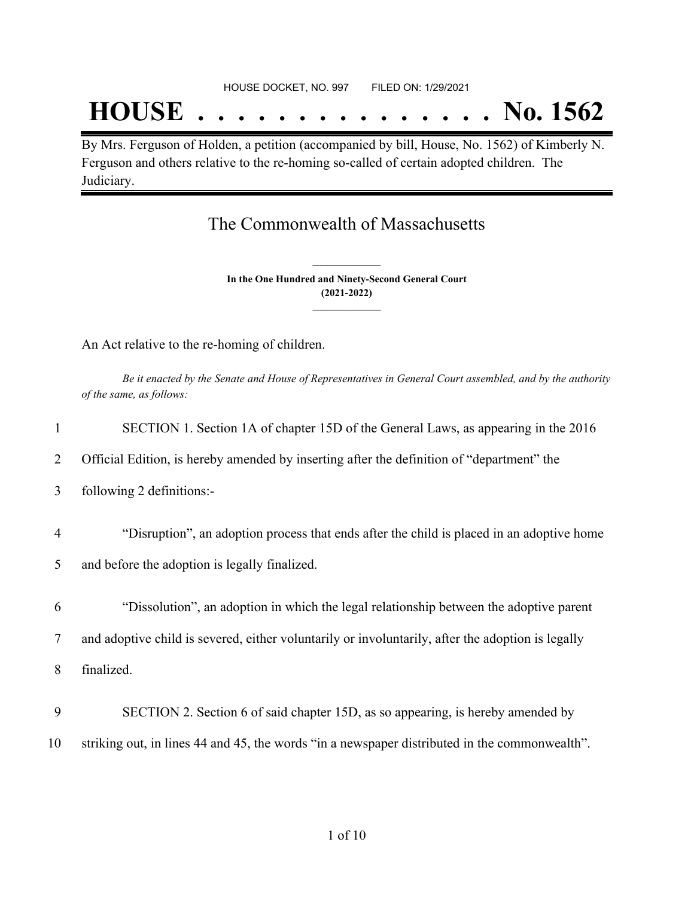HOUSE DOCKET, NO. 997 FILED ON: 1/29/2021

# HOUSE . . . . . . . . . . . . . . . No. 1562

By Mrs. Ferguson of Holden, a petition (accompanied by bill, House, No. 1562) of Kimberly N. Ferguson and others relative to the re-homing so-called of certain adopted children. The Judiciary.

## The Commonwealth of Massachusetts

**In the One Hundred and Ninety-Second General Court**
**(2021-2022)**

An Act relative to the re-homing of children.

*Be it enacted by the Senate and House of Representatives in General Court assembled, and by the authority of the same, as follows:*

1 SECTION 1. Section 1A of chapter 15D of the General Laws, as appearing in the 2016
2 Official Edition, is hereby amended by inserting after the definition of "department" the
3 following 2 definitions:-

4 "Disruption", an adoption process that ends after the child is placed in an adoptive home
5 and before the adoption is legally finalized.

6 "Dissolution", an adoption in which the legal relationship between the adoptive parent
7 and adoptive child is severed, either voluntarily or involuntarily, after the adoption is legally
8 finalized.

9 SECTION 2. Section 6 of said chapter 15D, as so appearing, is hereby amended by
10 striking out, in lines 44 and 45, the words "in a newspaper distributed in the commonwealth".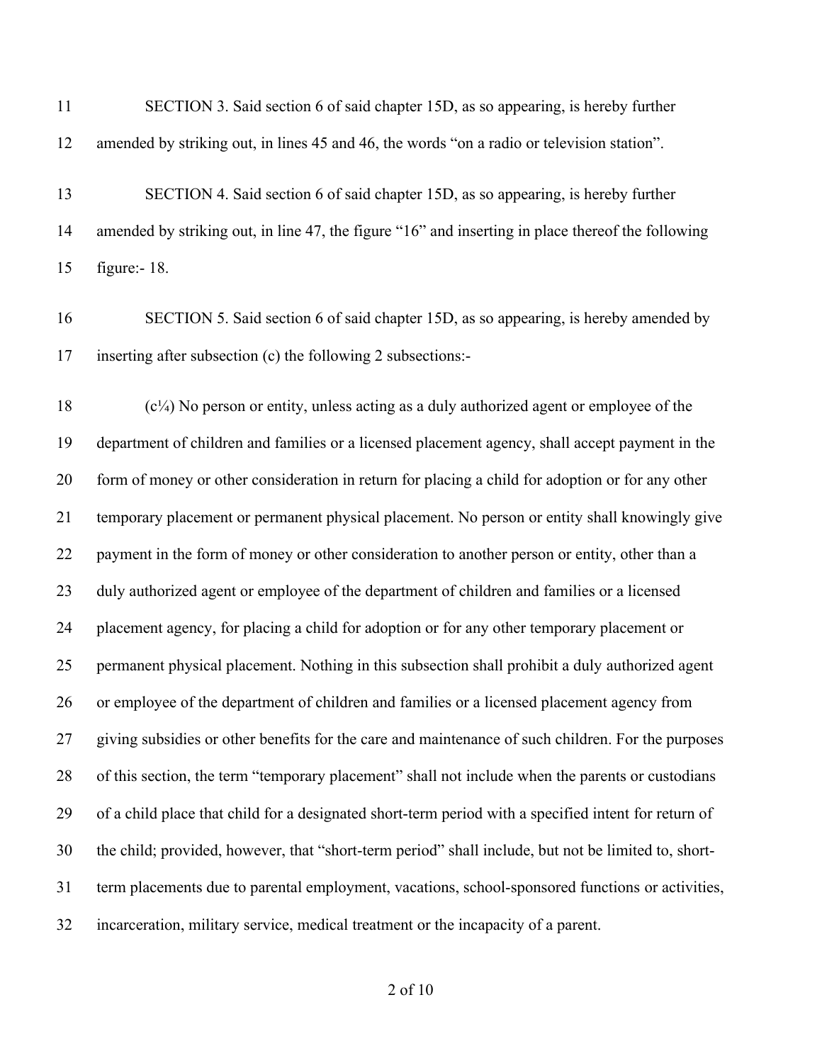SECTION 3. Said section 6 of said chapter 15D, as so appearing, is hereby further amended by striking out, in lines 45 and 46, the words "on a radio or television station".

SECTION 4. Said section 6 of said chapter 15D, as so appearing, is hereby further amended by striking out, in line 47, the figure "16" and inserting in place thereof the following figure:- 18.

SECTION 5. Said section 6 of said chapter 15D, as so appearing, is hereby amended by inserting after subsection (c) the following 2 subsections:-

(c¼) No person or entity, unless acting as a duly authorized agent or employee of the department of children and families or a licensed placement agency, shall accept payment in the form of money or other consideration in return for placing a child for adoption or for any other temporary placement or permanent physical placement. No person or entity shall knowingly give payment in the form of money or other consideration to another person or entity, other than a duly authorized agent or employee of the department of children and families or a licensed placement agency, for placing a child for adoption or for any other temporary placement or permanent physical placement. Nothing in this subsection shall prohibit a duly authorized agent or employee of the department of children and families or a licensed placement agency from giving subsidies or other benefits for the care and maintenance of such children. For the purposes of this section, the term "temporary placement" shall not include when the parents or custodians of a child place that child for a designated short-term period with a specified intent for return of the child; provided, however, that "short-term period" shall include, but not be limited to, short-term placements due to parental employment, vacations, school-sponsored functions or activities, incarceration, military service, medical treatment or the incapacity of a parent.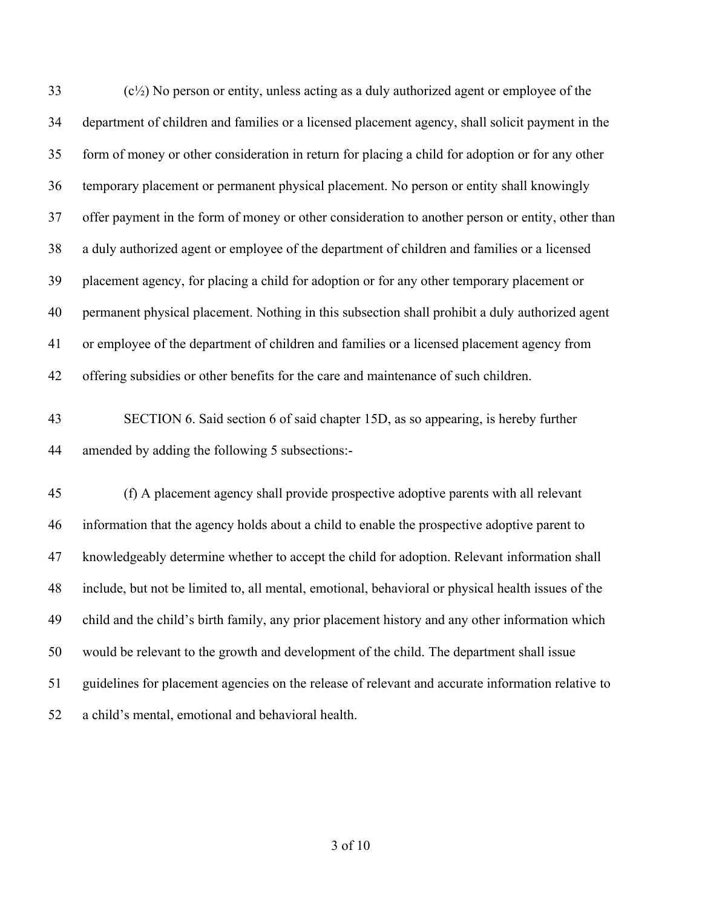(c½) No person or entity, unless acting as a duly authorized agent or employee of the department of children and families or a licensed placement agency, shall solicit payment in the form of money or other consideration in return for placing a child for adoption or for any other temporary placement or permanent physical placement. No person or entity shall knowingly offer payment in the form of money or other consideration to another person or entity, other than a duly authorized agent or employee of the department of children and families or a licensed placement agency, for placing a child for adoption or for any other temporary placement or permanent physical placement. Nothing in this subsection shall prohibit a duly authorized agent or employee of the department of children and families or a licensed placement agency from offering subsidies or other benefits for the care and maintenance of such children.

SECTION 6. Said section 6 of said chapter 15D, as so appearing, is hereby further amended by adding the following 5 subsections:-

(f) A placement agency shall provide prospective adoptive parents with all relevant information that the agency holds about a child to enable the prospective adoptive parent to knowledgeably determine whether to accept the child for adoption. Relevant information shall include, but not be limited to, all mental, emotional, behavioral or physical health issues of the child and the child's birth family, any prior placement history and any other information which would be relevant to the growth and development of the child. The department shall issue guidelines for placement agencies on the release of relevant and accurate information relative to a child's mental, emotional and behavioral health.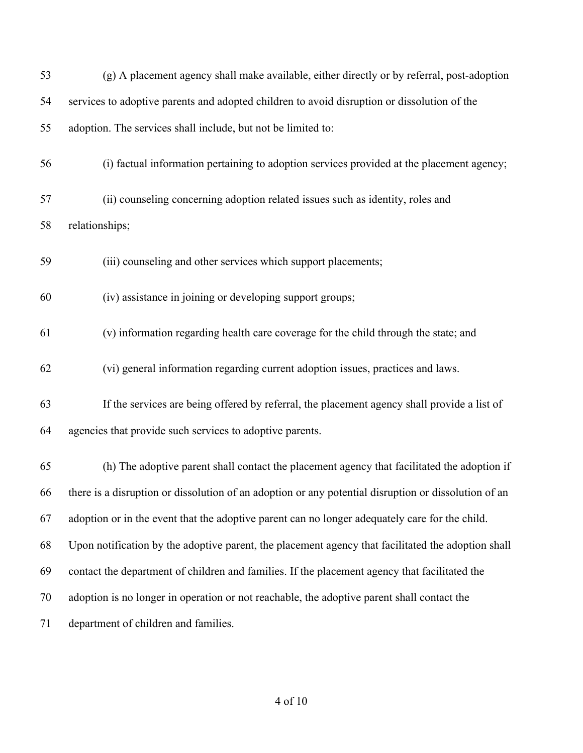(g) A placement agency shall make available, either directly or by referral, post-adoption services to adoptive parents and adopted children to avoid disruption or dissolution of the adoption. The services shall include, but not be limited to:

(i) factual information pertaining to adoption services provided at the placement agency;

(ii) counseling concerning adoption related issues such as identity, roles and relationships;

(iii) counseling and other services which support placements;

(iv) assistance in joining or developing support groups;

(v) information regarding health care coverage for the child through the state; and

(vi) general information regarding current adoption issues, practices and laws.

If the services are being offered by referral, the placement agency shall provide a list of agencies that provide such services to adoptive parents.

(h) The adoptive parent shall contact the placement agency that facilitated the adoption if there is a disruption or dissolution of an adoption or any potential disruption or dissolution of an adoption or in the event that the adoptive parent can no longer adequately care for the child. Upon notification by the adoptive parent, the placement agency that facilitated the adoption shall contact the department of children and families. If the placement agency that facilitated the adoption is no longer in operation or not reachable, the adoptive parent shall contact the department of children and families.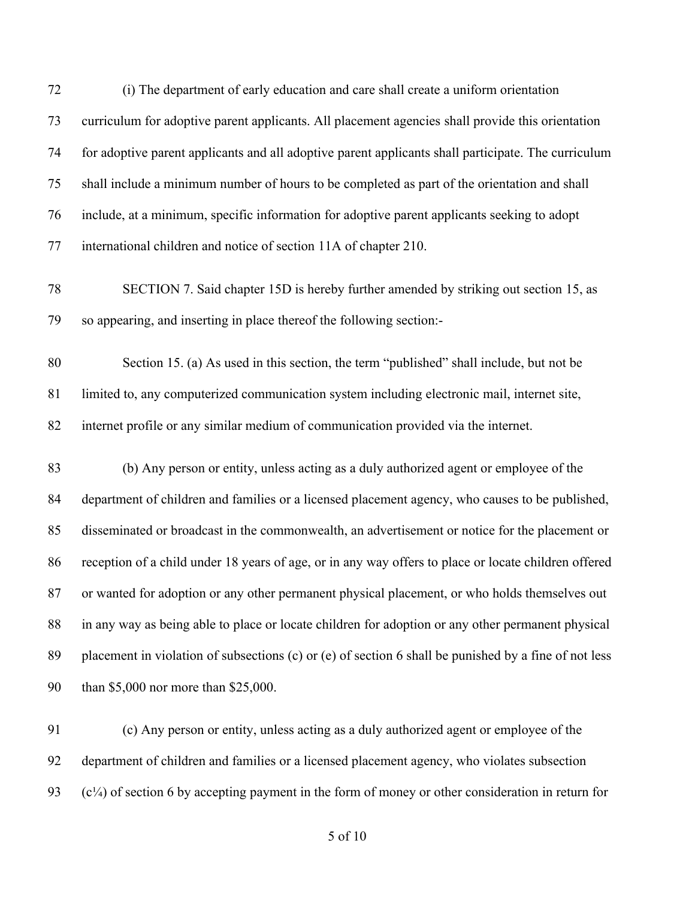(i) The department of early education and care shall create a uniform orientation curriculum for adoptive parent applicants. All placement agencies shall provide this orientation for adoptive parent applicants and all adoptive parent applicants shall participate. The curriculum shall include a minimum number of hours to be completed as part of the orientation and shall include, at a minimum, specific information for adoptive parent applicants seeking to adopt international children and notice of section 11A of chapter 210.

SECTION 7. Said chapter 15D is hereby further amended by striking out section 15, as so appearing, and inserting in place thereof the following section:-

Section 15. (a) As used in this section, the term "published" shall include, but not be limited to, any computerized communication system including electronic mail, internet site, internet profile or any similar medium of communication provided via the internet.

(b) Any person or entity, unless acting as a duly authorized agent or employee of the department of children and families or a licensed placement agency, who causes to be published, disseminated or broadcast in the commonwealth, an advertisement or notice for the placement or reception of a child under 18 years of age, or in any way offers to place or locate children offered or wanted for adoption or any other permanent physical placement, or who holds themselves out in any way as being able to place or locate children for adoption or any other permanent physical placement in violation of subsections (c) or (e) of section 6 shall be punished by a fine of not less than $5,000 nor more than $25,000.

(c) Any person or entity, unless acting as a duly authorized agent or employee of the department of children and families or a licensed placement agency, who violates subsection (c¼) of section 6 by accepting payment in the form of money or other consideration in return for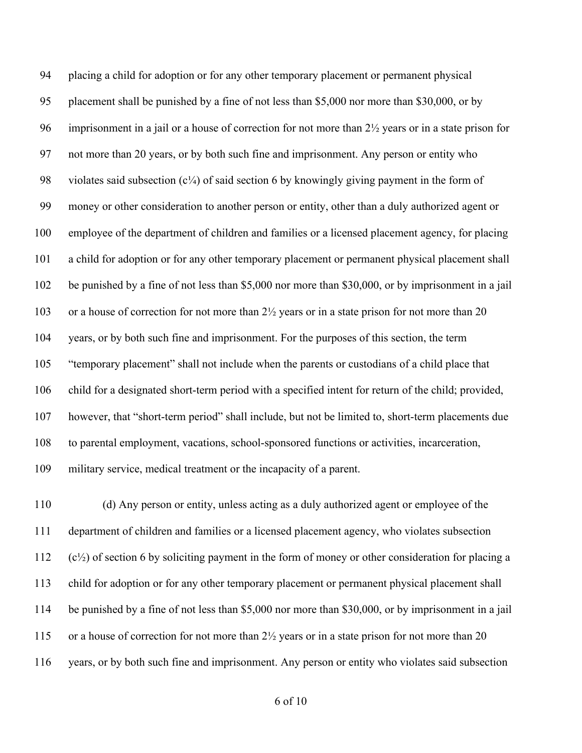placing a child for adoption or for any other temporary placement or permanent physical placement shall be punished by a fine of not less than $5,000 nor more than $30,000, or by imprisonment in a jail or a house of correction for not more than 2½ years or in a state prison for not more than 20 years, or by both such fine and imprisonment. Any person or entity who violates said subsection (c¼) of said section 6 by knowingly giving payment in the form of money or other consideration to another person or entity, other than a duly authorized agent or employee of the department of children and families or a licensed placement agency, for placing a child for adoption or for any other temporary placement or permanent physical placement shall be punished by a fine of not less than $5,000 nor more than $30,000, or by imprisonment in a jail or a house of correction for not more than 2½ years or in a state prison for not more than 20 years, or by both such fine and imprisonment. For the purposes of this section, the term "temporary placement" shall not include when the parents or custodians of a child place that child for a designated short-term period with a specified intent for return of the child; provided, however, that "short-term period" shall include, but not be limited to, short-term placements due to parental employment, vacations, school-sponsored functions or activities, incarceration, military service, medical treatment or the incapacity of a parent.

(d) Any person or entity, unless acting as a duly authorized agent or employee of the department of children and families or a licensed placement agency, who violates subsection (c½) of section 6 by soliciting payment in the form of money or other consideration for placing a child for adoption or for any other temporary placement or permanent physical placement shall be punished by a fine of not less than $5,000 nor more than $30,000, or by imprisonment in a jail or a house of correction for not more than 2½ years or in a state prison for not more than 20 years, or by both such fine and imprisonment. Any person or entity who violates said subsection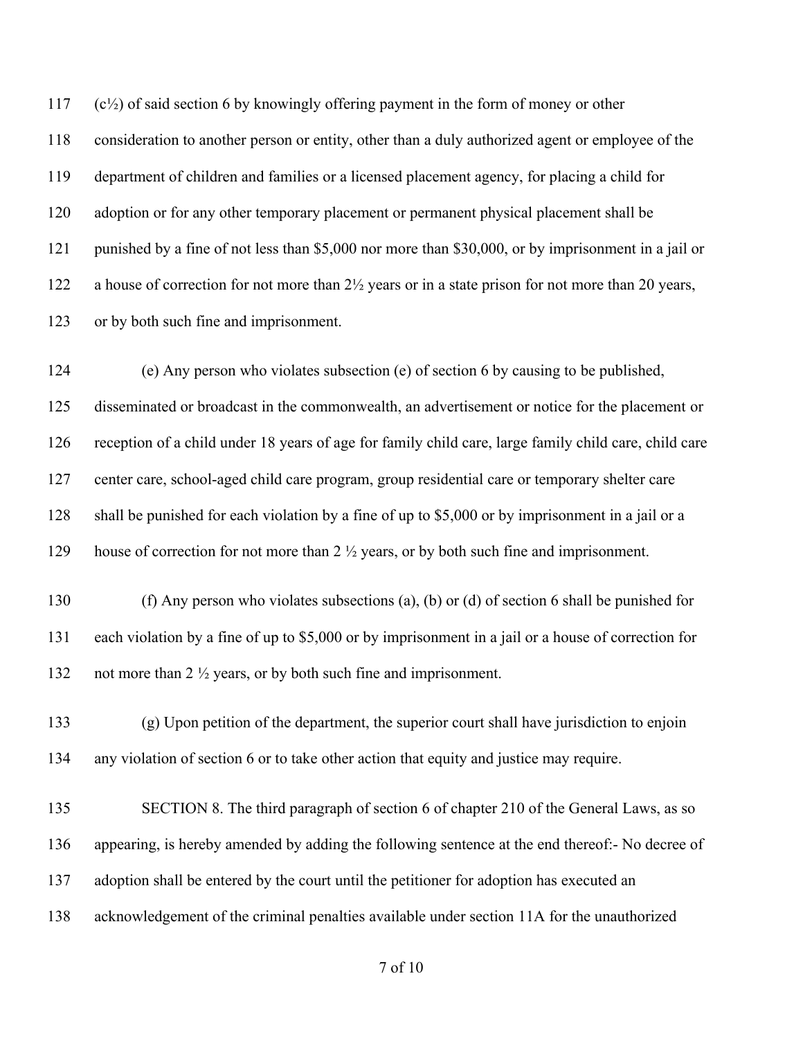(c½) of said section 6 by knowingly offering payment in the form of money or other consideration to another person or entity, other than a duly authorized agent or employee of the department of children and families or a licensed placement agency, for placing a child for adoption or for any other temporary placement or permanent physical placement shall be punished by a fine of not less than $5,000 nor more than $30,000, or by imprisonment in a jail or a house of correction for not more than 2½ years or in a state prison for not more than 20 years, or by both such fine and imprisonment.

(e) Any person who violates subsection (e) of section 6 by causing to be published, disseminated or broadcast in the commonwealth, an advertisement or notice for the placement or reception of a child under 18 years of age for family child care, large family child care, child care center care, school-aged child care program, group residential care or temporary shelter care shall be punished for each violation by a fine of up to $5,000 or by imprisonment in a jail or a house of correction for not more than 2 ½ years, or by both such fine and imprisonment.

(f) Any person who violates subsections (a), (b) or (d) of section 6 shall be punished for each violation by a fine of up to $5,000 or by imprisonment in a jail or a house of correction for not more than 2 ½ years, or by both such fine and imprisonment.

(g) Upon petition of the department, the superior court shall have jurisdiction to enjoin any violation of section 6 or to take other action that equity and justice may require.

SECTION 8. The third paragraph of section 6 of chapter 210 of the General Laws, as so appearing, is hereby amended by adding the following sentence at the end thereof:- No decree of adoption shall be entered by the court until the petitioner for adoption has executed an acknowledgement of the criminal penalties available under section 11A for the unauthorized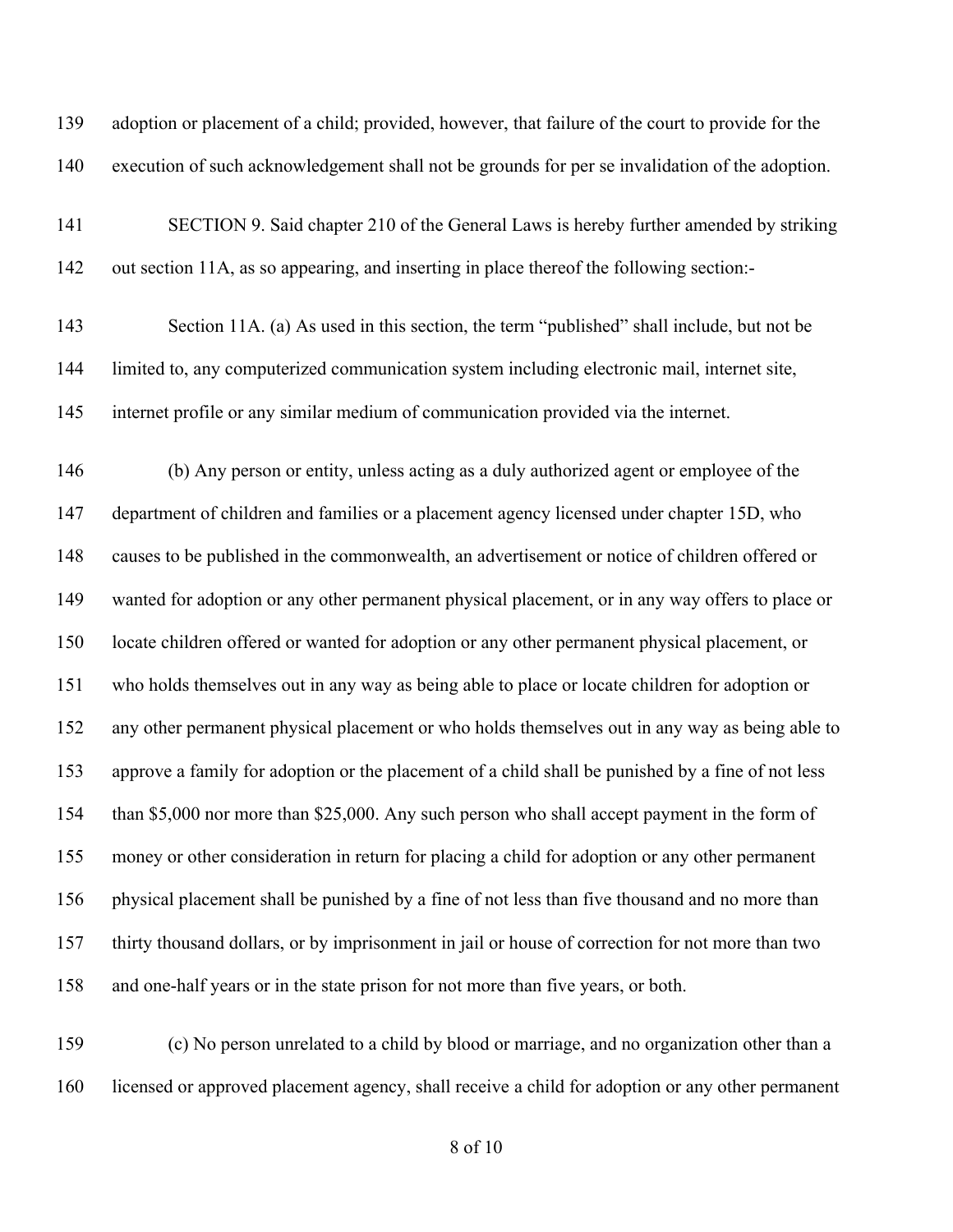adoption or placement of a child; provided, however, that failure of the court to provide for the execution of such acknowledgement shall not be grounds for per se invalidation of the adoption.

SECTION 9. Said chapter 210 of the General Laws is hereby further amended by striking out section 11A, as so appearing, and inserting in place thereof the following section:-

Section 11A. (a) As used in this section, the term "published" shall include, but not be limited to, any computerized communication system including electronic mail, internet site, internet profile or any similar medium of communication provided via the internet.

(b) Any person or entity, unless acting as a duly authorized agent or employee of the department of children and families or a placement agency licensed under chapter 15D, who causes to be published in the commonwealth, an advertisement or notice of children offered or wanted for adoption or any other permanent physical placement, or in any way offers to place or locate children offered or wanted for adoption or any other permanent physical placement, or who holds themselves out in any way as being able to place or locate children for adoption or any other permanent physical placement or who holds themselves out in any way as being able to approve a family for adoption or the placement of a child shall be punished by a fine of not less than $5,000 nor more than $25,000. Any such person who shall accept payment in the form of money or other consideration in return for placing a child for adoption or any other permanent physical placement shall be punished by a fine of not less than five thousand and no more than thirty thousand dollars, or by imprisonment in jail or house of correction for not more than two and one-half years or in the state prison for not more than five years, or both.

(c) No person unrelated to a child by blood or marriage, and no organization other than a licensed or approved placement agency, shall receive a child for adoption or any other permanent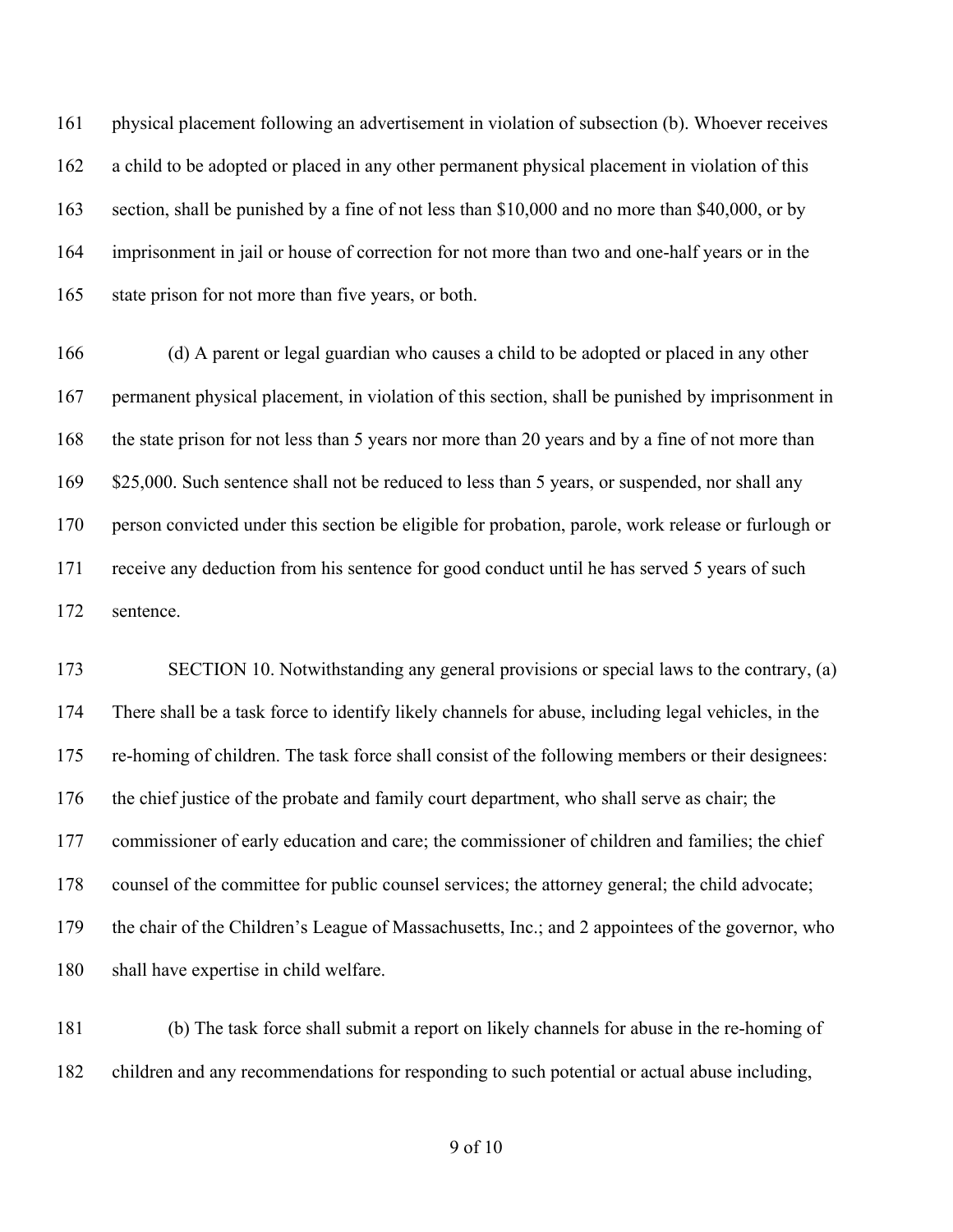physical placement following an advertisement in violation of subsection (b). Whoever receives a child to be adopted or placed in any other permanent physical placement in violation of this section, shall be punished by a fine of not less than $10,000 and no more than $40,000, or by imprisonment in jail or house of correction for not more than two and one-half years or in the state prison for not more than five years, or both.

(d) A parent or legal guardian who causes a child to be adopted or placed in any other permanent physical placement, in violation of this section, shall be punished by imprisonment in the state prison for not less than 5 years nor more than 20 years and by a fine of not more than $25,000. Such sentence shall not be reduced to less than 5 years, or suspended, nor shall any person convicted under this section be eligible for probation, parole, work release or furlough or receive any deduction from his sentence for good conduct until he has served 5 years of such sentence.

SECTION 10. Notwithstanding any general provisions or special laws to the contrary, (a) There shall be a task force to identify likely channels for abuse, including legal vehicles, in the re-homing of children. The task force shall consist of the following members or their designees: the chief justice of the probate and family court department, who shall serve as chair; the commissioner of early education and care; the commissioner of children and families; the chief counsel of the committee for public counsel services; the attorney general; the child advocate; the chair of the Children's League of Massachusetts, Inc.; and 2 appointees of the governor, who shall have expertise in child welfare.

(b) The task force shall submit a report on likely channels for abuse in the re-homing of children and any recommendations for responding to such potential or actual abuse including,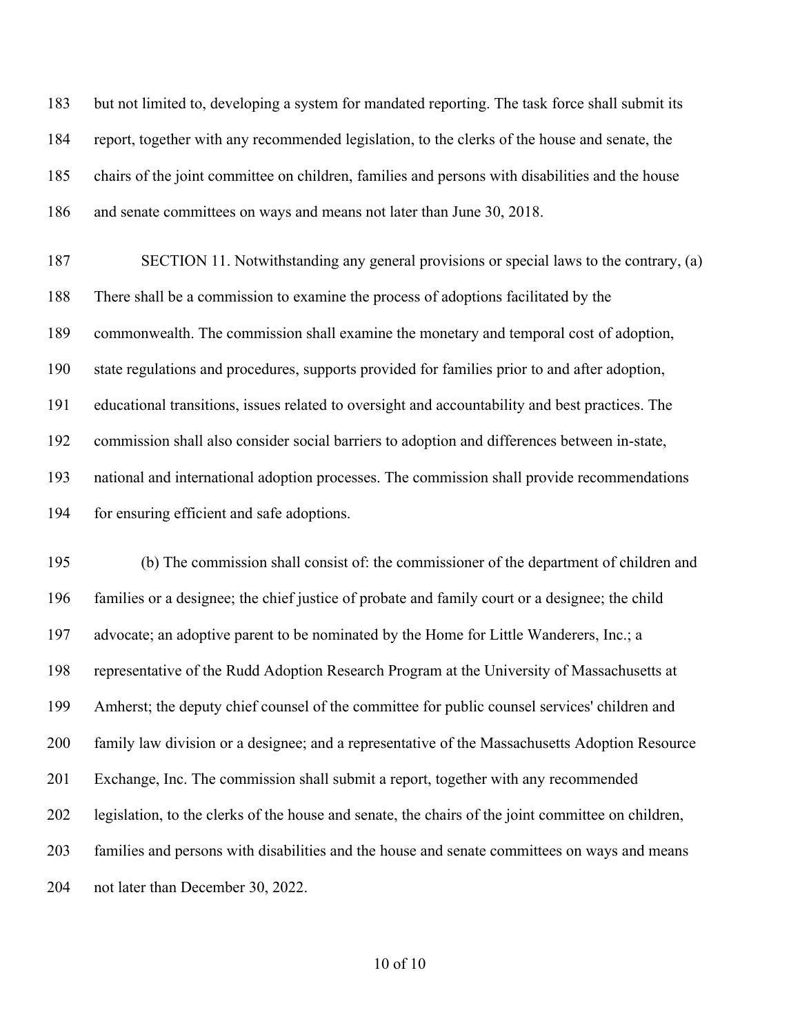but not limited to, developing a system for mandated reporting. The task force shall submit its report, together with any recommended legislation, to the clerks of the house and senate, the chairs of the joint committee on children, families and persons with disabilities and the house and senate committees on ways and means not later than June 30, 2018.

SECTION 11. Notwithstanding any general provisions or special laws to the contrary, (a) There shall be a commission to examine the process of adoptions facilitated by the commonwealth. The commission shall examine the monetary and temporal cost of adoption, state regulations and procedures, supports provided for families prior to and after adoption, educational transitions, issues related to oversight and accountability and best practices. The commission shall also consider social barriers to adoption and differences between in-state, national and international adoption processes. The commission shall provide recommendations for ensuring efficient and safe adoptions.

(b) The commission shall consist of: the commissioner of the department of children and families or a designee; the chief justice of probate and family court or a designee; the child advocate; an adoptive parent to be nominated by the Home for Little Wanderers, Inc.; a representative of the Rudd Adoption Research Program at the University of Massachusetts at Amherst; the deputy chief counsel of the committee for public counsel services' children and family law division or a designee; and a representative of the Massachusetts Adoption Resource Exchange, Inc. The commission shall submit a report, together with any recommended legislation, to the clerks of the house and senate, the chairs of the joint committee on children, families and persons with disabilities and the house and senate committees on ways and means not later than December 30, 2022.